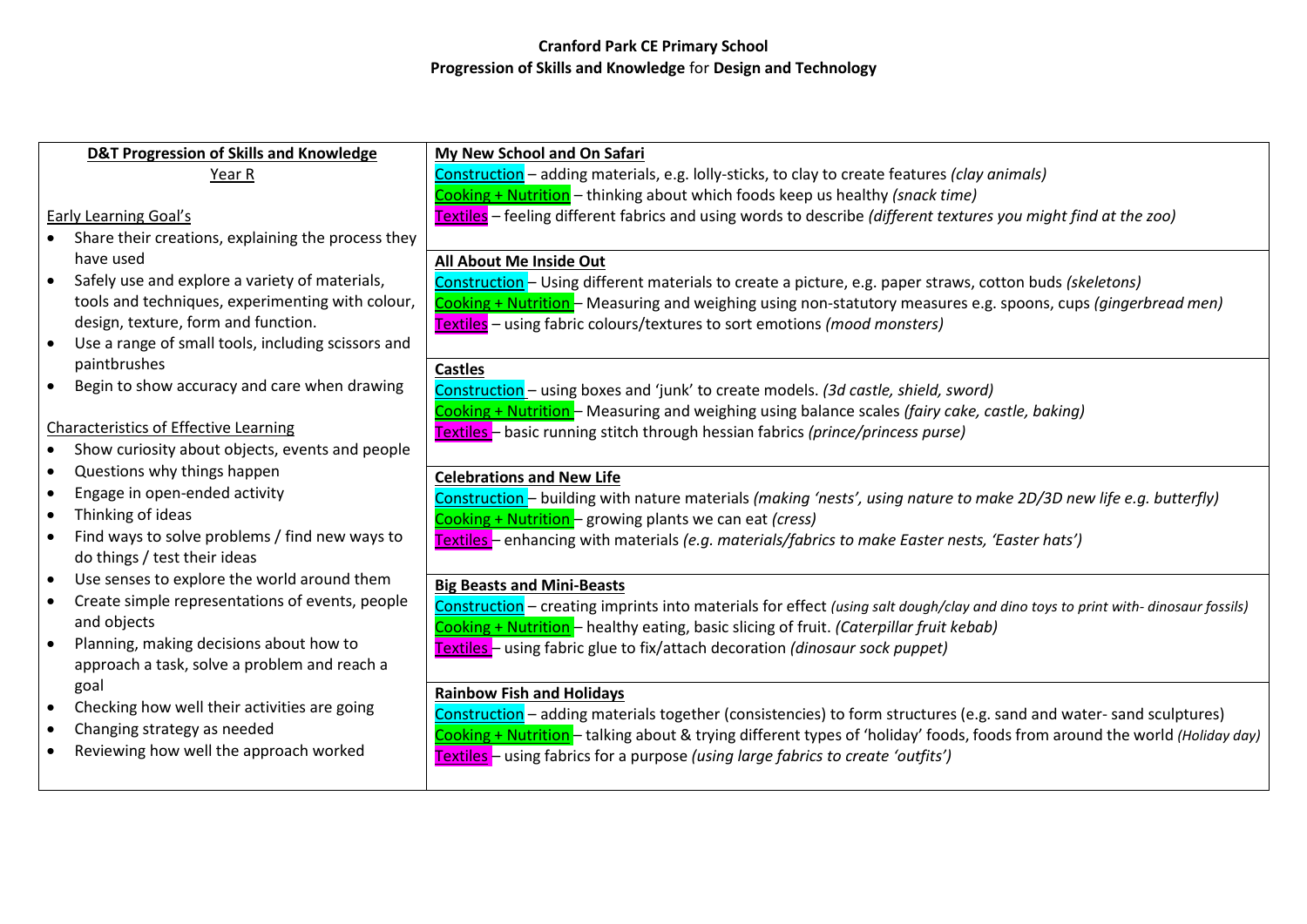**Cranford Park CE Primary School**
**Progression of Skills and Knowledge** for **Design and Technology**

| **D&T Progression of Skills and Knowledge**<br>Year R<br><br>Early Learning Goal's<br>• Share their creations, explaining the process they have used<br>• Safely use and explore a variety of materials, tools and techniques, experimenting with colour, design, texture, form and function.<br>• Use a range of small tools, including scissors and paintbrushes<br>• Begin to show accuracy and care when drawing<br><br>Characteristics of Effective Learning<br>• Show curiosity about objects, events and people<br>• Questions why things happen<br>• Engage in open-ended activity<br>• Thinking of ideas<br>• Find ways to solve problems / find new ways to do things / test their ideas<br>• Use senses to explore the world around them<br>• Create simple representations of events, people and objects<br>• Planning, making decisions about how to approach a task, solve a problem and reach a goal<br>• Checking how well their activities are going<br>• Changing strategy as needed<br>• Reviewing how well the approach worked | **My New School and On Safari**<br>Construction – adding materials, e.g. lolly-sticks, to clay to create features *(clay animals)*<br>Cooking + Nutrition – thinking about which foods keep us healthy *(snack time)*<br>Textiles – feeling different fabrics and using words to describe *(different textures you might find at the zoo)*<br><br>**All About Me Inside Out**<br>Construction – Using different materials to create a picture, e.g. paper straws, cotton buds *(skeletons)*<br>Cooking + Nutrition – Measuring and weighing using non-statutory measures e.g. spoons, cups *(gingerbread men)*<br>Textiles – using fabric colours/textures to sort emotions *(mood monsters)*<br><br>**Castles**<br>Construction – using boxes and 'junk' to create models. *(3d castle, shield, sword)*<br>Cooking + Nutrition – Measuring and weighing using balance scales *(fairy cake, castle, baking)*<br>Textiles – basic running stitch through hessian fabrics *(prince/princess purse)*<br><br>**Celebrations and New Life**<br>Construction – building with nature materials *(making 'nests', using nature to make 2D/3D new life e.g. butterfly)*<br>Cooking + Nutrition – growing plants we can eat *(cress)*<br>Textiles – enhancing with materials *(e.g. materials/fabrics to make Easter nests, 'Easter hats')*<br><br>**Big Beasts and Mini-Beasts**<br>Construction – creating imprints into materials for effect *(using salt dough/clay and dino toys to print with- dinosaur fossils)*<br>Cooking + Nutrition – healthy eating, basic slicing of fruit. *(Caterpillar fruit kebab)*<br>Textiles – using fabric glue to fix/attach decoration *(dinosaur sock puppet)*<br><br>**Rainbow Fish and Holidays**<br>Construction – adding materials together (consistencies) to form structures (e.g. sand and water- sand sculptures)<br>Cooking + Nutrition – talking about & trying different types of 'holiday' foods, foods from around the world *(Holiday day)*<br>Textiles – using fabrics for a purpose *(using large fabrics to create 'outfits')* |
|---|---|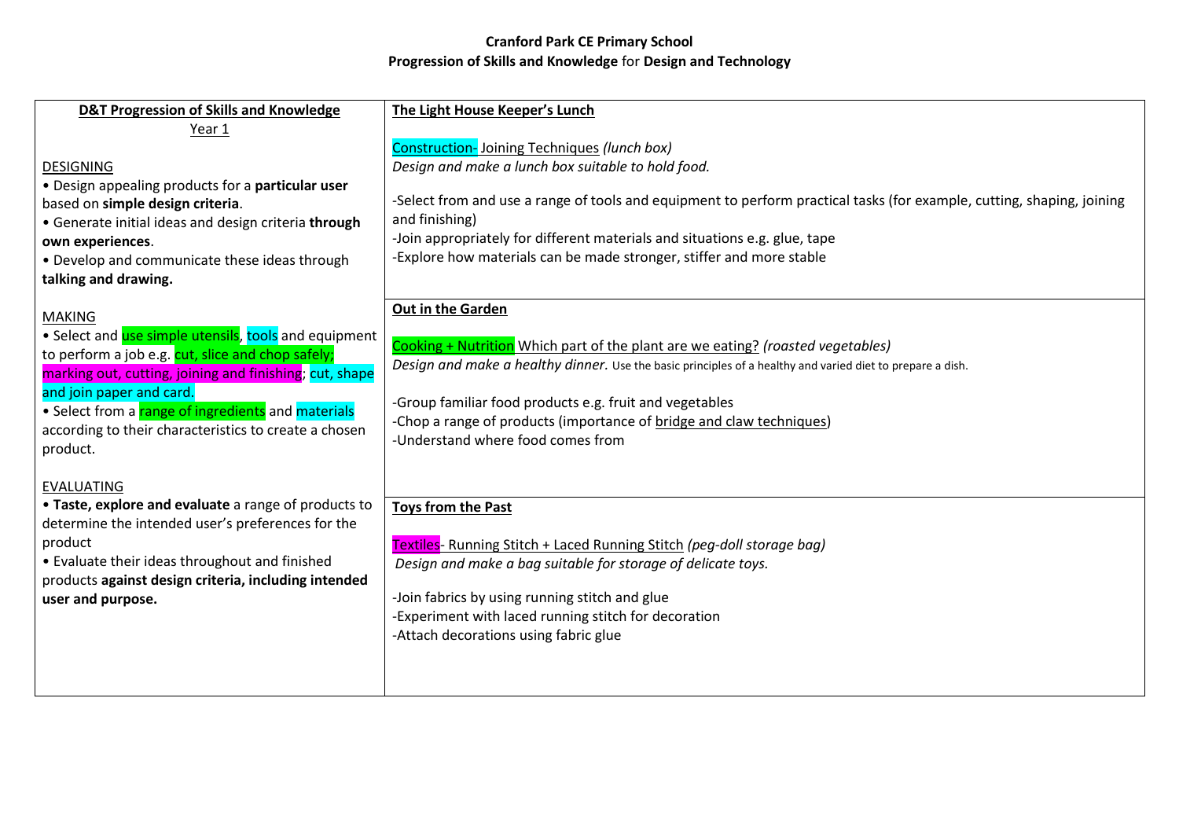**Cranford Park CE Primary School**
**Progression of Skills and Knowledge** for **Design and Technology**

| **D&T Progression of Skills and Knowledge**<br>Year 1<br><br>DESIGNING<br>• Design appealing products for a **particular user** based on **simple design criteria**.<br>• Generate initial ideas and design criteria **through own experiences**.<br>• Develop and communicate these ideas through **talking and drawing.**<br><br>MAKING<br>• Select and use simple utensils, tools and equipment to perform a job e.g. cut, slice and chop safely; marking out, cutting, joining and finishing; cut, shape and join paper and card.<br>• Select from a range of ingredients and materials according to their characteristics to create a chosen product.<br><br>EVALUATING<br>• **Taste, explore and evaluate** a range of products to determine the intended user's preferences for the product<br>• Evaluate their ideas throughout and finished products **against design criteria, including intended user and purpose.** | **The Light House Keeper's Lunch**<br><br>Construction- Joining Techniques *(lunch box)*<br>*Design and make a lunch box suitable to hold food.*<br><br>-Select from and use a range of tools and equipment to perform practical tasks (for example, cutting, shaping, joining and finishing)<br>-Join appropriately for different materials and situations e.g. glue, tape<br>-Explore how materials can be made stronger, stiffer and more stable<br><br>**Out in the Garden**<br><br>Cooking + Nutrition Which part of the plant are we eating? *(roasted vegetables)*<br>*Design and make a healthy dinner.* Use the basic principles of a healthy and varied diet to prepare a dish.<br><br>-Group familiar food products e.g. fruit and vegetables<br>-Chop a range of products (importance of bridge and claw techniques)<br>-Understand where food comes from<br><br>**Toys from the Past**<br><br>Textiles- Running Stitch + Laced Running Stitch *(peg-doll storage bag)*<br>*Design and make a bag suitable for storage of delicate toys.*<br><br>-Join fabrics by using running stitch and glue<br>-Experiment with laced running stitch for decoration<br>-Attach decorations using fabric glue |
|---|---|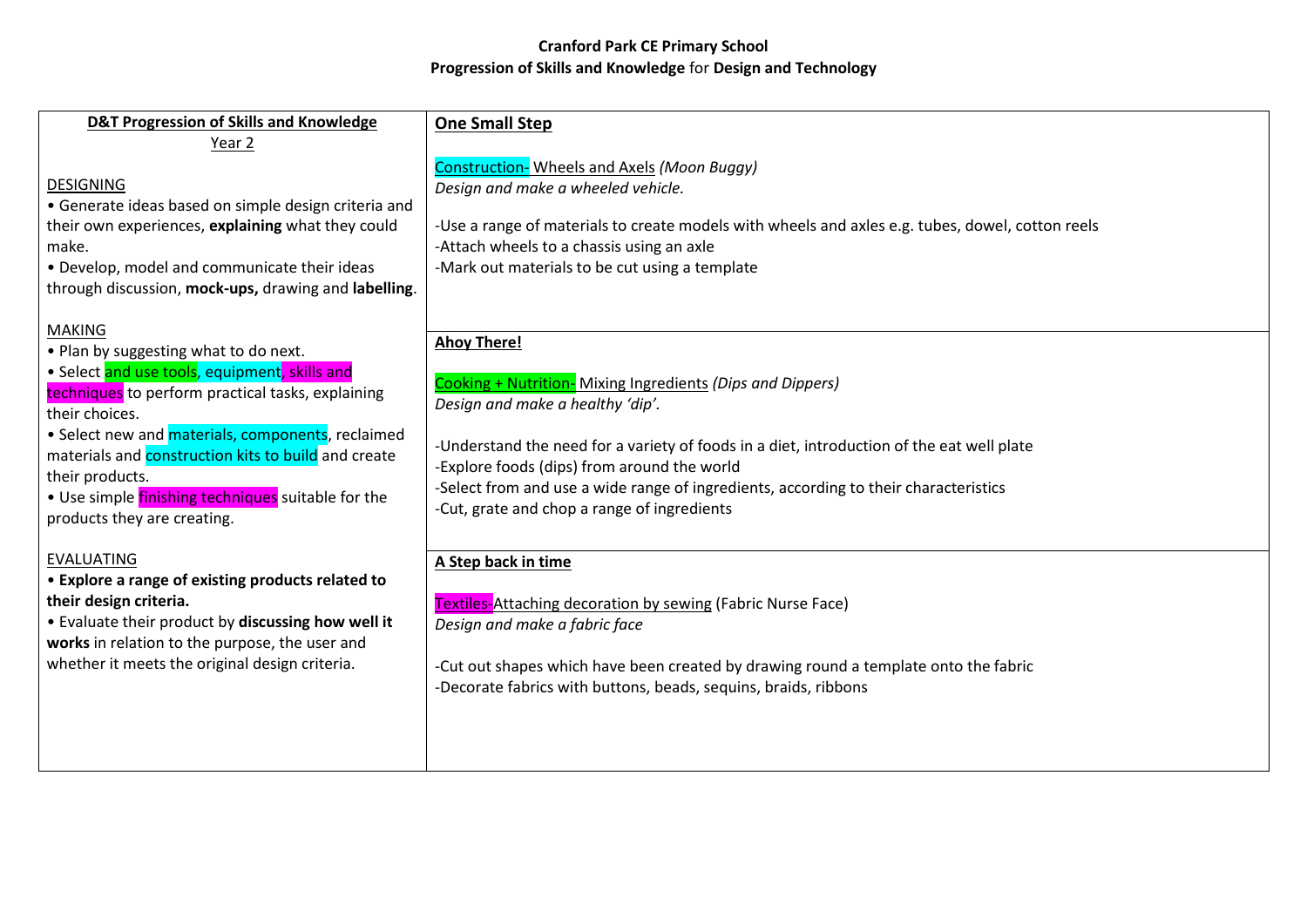**Cranford Park CE Primary School**
**Progression of Skills and Knowledge** for **Design and Technology**

| **D&T Progression of Skills and Knowledge**<br>Year 2 | |
|---|---|
| DESIGNING<br>• Generate ideas based on simple design criteria and their own experiences, **explaining** what they could make.<br>• Develop, model and communicate their ideas through discussion, **mock-ups,** drawing and **labelling**.<br><br>MAKING<br>• Plan by suggesting what to do next.<br>• Select and use tools, equipment, skills and techniques to perform practical tasks, explaining their choices.<br>• Select new and materials, components, reclaimed materials and construction kits to build and create their products.<br>• Use simple finishing techniques suitable for the products they are creating.<br><br>EVALUATING<br>• **Explore a range of existing products related to their design criteria.**<br>• Evaluate their product by **discussing how well it works** in relation to the purpose, the user and whether it meets the original design criteria. | **One Small Step**<br><br>Construction- Wheels and Axels *(Moon Buggy)*<br>*Design and make a wheeled vehicle.*<br><br>-Use a range of materials to create models with wheels and axles e.g. tubes, dowel, cotton reels<br>-Attach wheels to a chassis using an axle<br>-Mark out materials to be cut using a template<br><br>**Ahoy There!**<br><br>Cooking + Nutrition- Mixing Ingredients *(Dips and Dippers)*<br>*Design and make a healthy 'dip'.*<br><br>-Understand the need for a variety of foods in a diet, introduction of the eat well plate<br>-Explore foods (dips) from around the world<br>-Select from and use a wide range of ingredients, according to their characteristics<br>-Cut, grate and chop a range of ingredients<br><br>**A Step back in time**<br><br>Textiles-Attaching decoration by sewing (Fabric Nurse Face)<br>*Design and make a fabric face*<br><br>-Cut out shapes which have been created by drawing round a template onto the fabric<br>-Decorate fabrics with buttons, beads, sequins, braids, ribbons |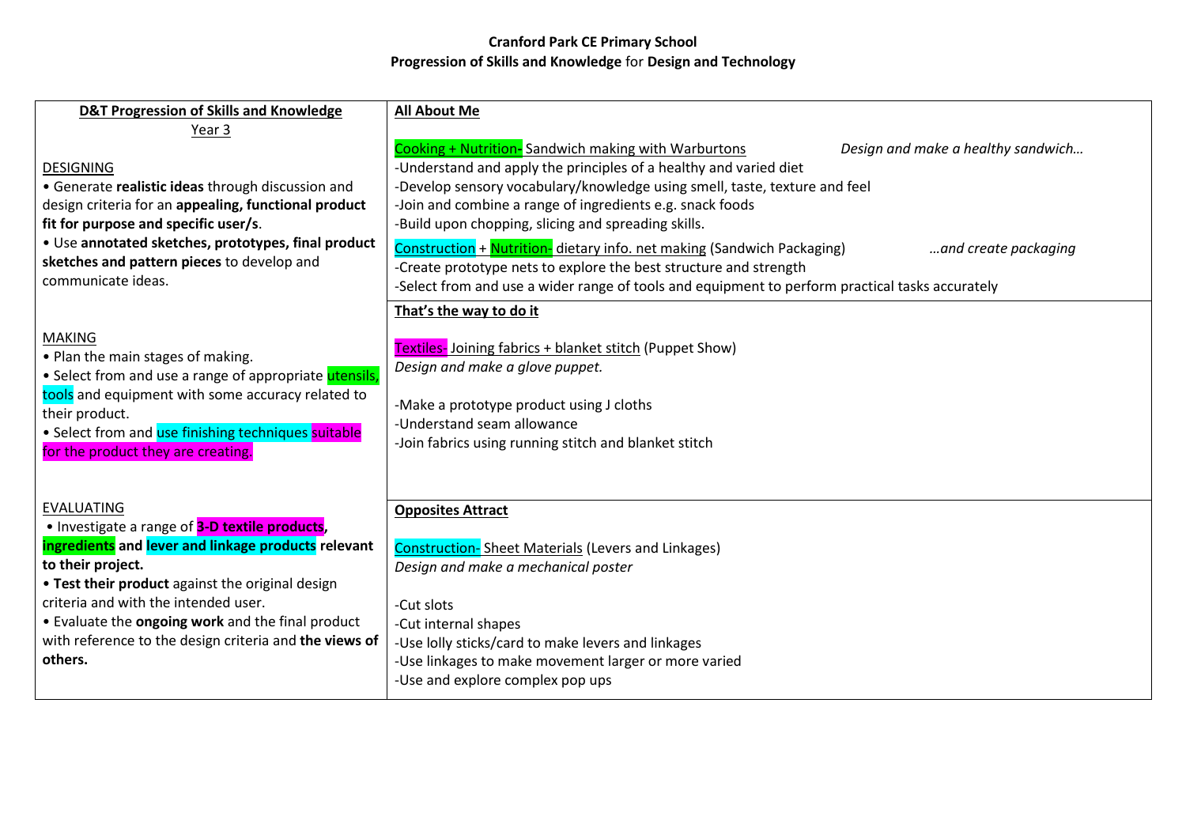**Cranford Park CE Primary School**
**Progression of Skills and Knowledge** for **Design and Technology**

| **D&T Progression of Skills and Knowledge**<br>Year 3 | **All About Me** |
|---|---|
| DESIGNING<br>• Generate **realistic ideas** through discussion and design criteria for an **appealing, functional product fit for purpose and specific user/s**.<br>• Use **annotated sketches, prototypes, final product sketches and pattern pieces** to develop and communicate ideas. | Cooking + Nutrition- Sandwich making with Warburtons *Design and make a healthy sandwich…*<br>-Understand and apply the principles of a healthy and varied diet<br>-Develop sensory vocabulary/knowledge using smell, taste, texture and feel<br>-Join and combine a range of ingredients e.g. snack foods<br>-Build upon chopping, slicing and spreading skills.<br><br>Construction + Nutrition- dietary info. net making (Sandwich Packaging) *…and create packaging*<br>-Create prototype nets to explore the best structure and strength<br>-Select from and use a wider range of tools and equipment to perform practical tasks accurately |
| MAKING<br>• Plan the main stages of making.<br>• Select from and use a range of appropriate utensils, tools and equipment with some accuracy related to their product.<br>• Select from and use finishing techniques suitable for the product they are creating. | **That's the way to do it**<br><br>Textiles- Joining fabrics + blanket stitch (Puppet Show)<br>*Design and make a glove puppet.*<br><br>-Make a prototype product using J cloths<br>-Understand seam allowance<br>-Join fabrics using running stitch and blanket stitch |
| EVALUATING<br>• Investigate a range of **3-D textile products, ingredients** and **lever and linkage products relevant to their project.**<br>• **Test their product** against the original design criteria and with the intended user.<br>• Evaluate the **ongoing work** and the final product with reference to the design criteria and **the views of others.** | **Opposites Attract**<br><br>Construction- Sheet Materials (Levers and Linkages)<br>*Design and make a mechanical poster*<br><br>-Cut slots<br>-Cut internal shapes<br>-Use lolly sticks/card to make levers and linkages<br>-Use linkages to make movement larger or more varied<br>-Use and explore complex pop ups |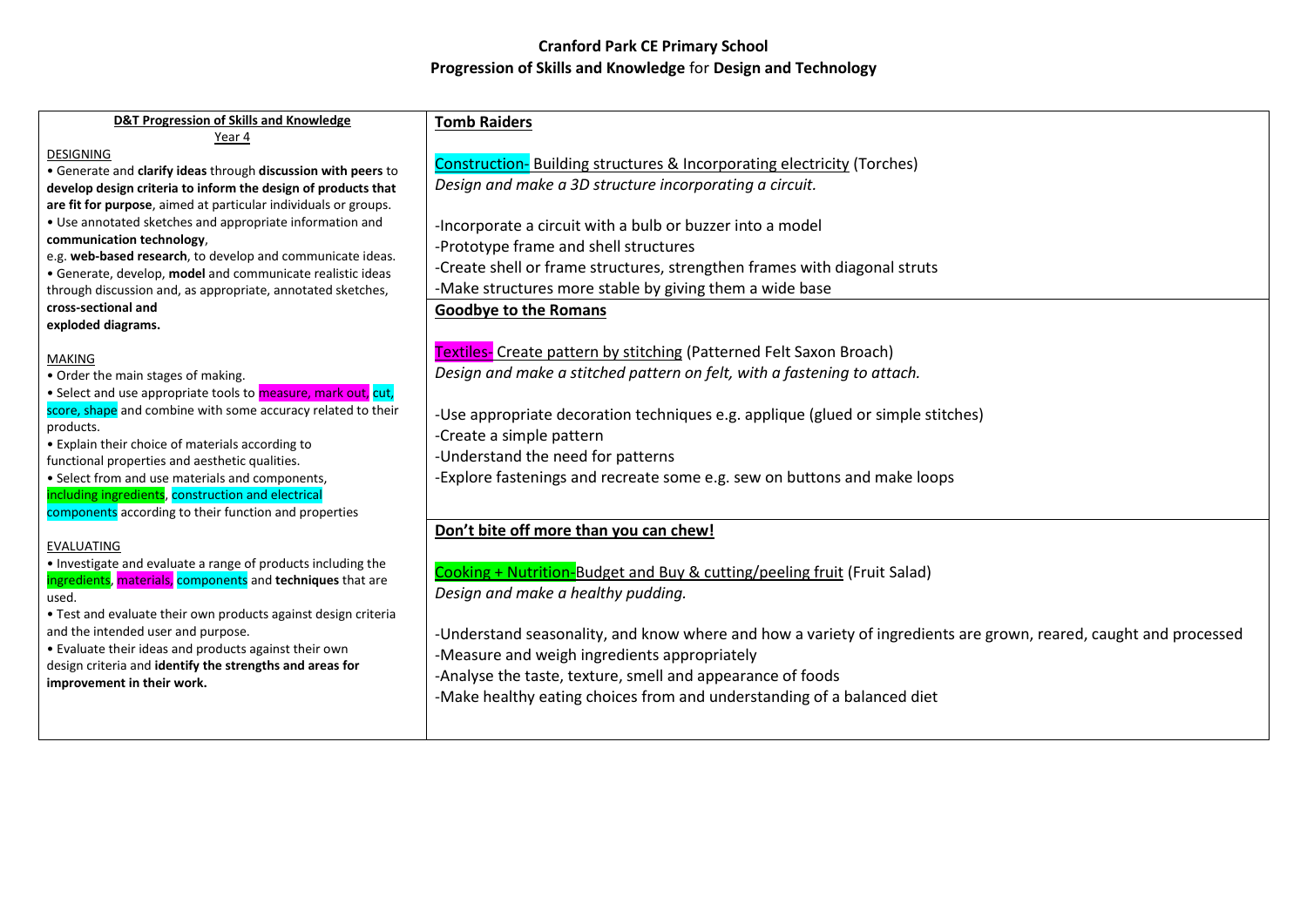**Cranford Park CE Primary School**
**Progression of Skills and Knowledge** for **Design and Technology**

**D&T Progression of Skills and Knowledge**
Year 4

DESIGNING
• Generate and **clarify ideas** through **discussion with peers** to **develop design criteria to inform the design of products that are fit for purpose**, aimed at particular individuals or groups.
• Use annotated sketches and appropriate information and **communication technology**, e.g. **web-based research**, to develop and communicate ideas.
• Generate, develop, **model** and communicate realistic ideas through discussion and, as appropriate, annotated sketches, **cross-sectional and exploded diagrams.**

MAKING
• Order the main stages of making.
• Select and use appropriate tools to measure, mark out, cut, score, shape and combine with some accuracy related to their products.
• Explain their choice of materials according to functional properties and aesthetic qualities.
• Select from and use materials and components, including ingredients, construction and electrical components according to their function and properties

EVALUATING
• Investigate and evaluate a range of products including the ingredients, materials, components and **techniques** that are used.
• Test and evaluate their own products against design criteria and the intended user and purpose.
• Evaluate their ideas and products against their own design criteria and **identify the strengths and areas for improvement in their work.**

**Tomb Raiders**

Construction- Building structures & Incorporating electricity (Torches)
*Design and make a 3D structure incorporating a circuit.*

- Incorporate a circuit with a bulb or buzzer into a model
- Prototype frame and shell structures
- Create shell or frame structures, strengthen frames with diagonal struts
- Make structures more stable by giving them a wide base

**Goodbye to the Romans**

Textiles- Create pattern by stitching (Patterned Felt Saxon Broach)
*Design and make a stitched pattern on felt, with a fastening to attach.*

- Use appropriate decoration techniques e.g. applique (glued or simple stitches)
- Create a simple pattern
- Understand the need for patterns
- Explore fastenings and recreate some e.g. sew on buttons and make loops

**Don't bite off more than you can chew!**

Cooking + Nutrition-Budget and Buy & cutting/peeling fruit (Fruit Salad)
*Design and make a healthy pudding.*

- Understand seasonality, and know where and how a variety of ingredients are grown, reared, caught and processed
- Measure and weigh ingredients appropriately
- Analyse the taste, texture, smell and appearance of foods
- Make healthy eating choices from and understanding of a balanced diet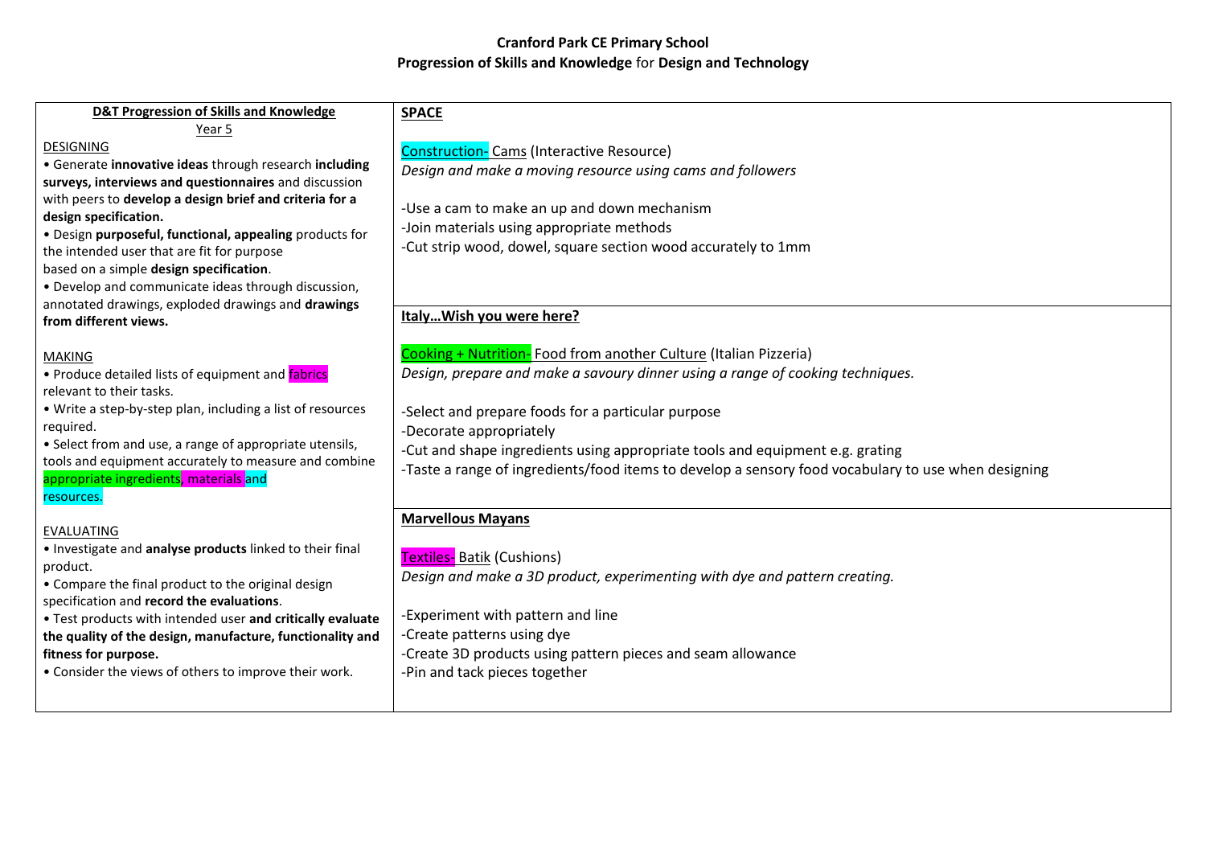**Cranford Park CE Primary School**
**Progression of Skills and Knowledge** for **Design and Technology**

<table>
<tr>
<td>

**D&T Progression of Skills and Knowledge**
Year 5

DESIGNING
• Generate **innovative ideas** through research **including surveys, interviews and questionnaires** and discussion with peers to **develop a design brief and criteria for a design specification.**
• Design **purposeful, functional, appealing** products for the intended user that are fit for purpose based on a simple **design specification**.
• Develop and communicate ideas through discussion, annotated drawings, exploded drawings and **drawings from different views.**

MAKING
• Produce detailed lists of equipment and fabrics relevant to their tasks.
• Write a step-by-step plan, including a list of resources required.
• Select from and use, a range of appropriate utensils, tools and equipment accurately to measure and combine appropriate ingredients, materials and resources.

EVALUATING
• Investigate and **analyse products** linked to their final product.
• Compare the final product to the original design specification and **record the evaluations**.
• Test products with intended user **and critically evaluate the quality of the design, manufacture, functionality and fitness for purpose.**
• Consider the views of others to improve their work.

</td>
<td>

**SPACE**

Construction- Cams (Interactive Resource)
*Design and make a moving resource using cams and followers*

-Use a cam to make an up and down mechanism
-Join materials using appropriate methods
-Cut strip wood, dowel, square section wood accurately to 1mm

**Italy…Wish you were here?**

Cooking + Nutrition- Food from another Culture (Italian Pizzeria)
*Design, prepare and make a savoury dinner using a range of cooking techniques.*

-Select and prepare foods for a particular purpose
-Decorate appropriately
-Cut and shape ingredients using appropriate tools and equipment e.g. grating
-Taste a range of ingredients/food items to develop a sensory food vocabulary to use when designing

**Marvellous Mayans**

Textiles- Batik (Cushions)
*Design and make a 3D product, experimenting with dye and pattern creating.*

-Experiment with pattern and line
-Create patterns using dye
-Create 3D products using pattern pieces and seam allowance
-Pin and tack pieces together

</td>
</tr>
</table>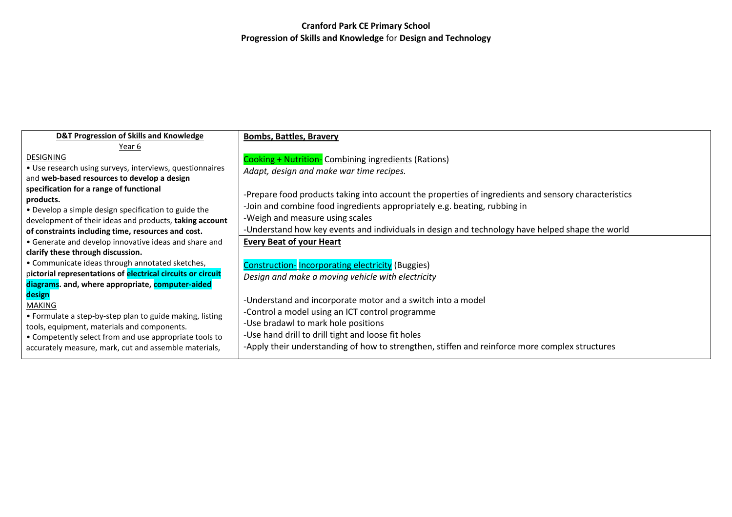**Cranford Park CE Primary School**
**Progression of Skills and Knowledge** for **Design and Technology**

| **D&T Progression of Skills and Knowledge**<br>Year 6 | **Bombs, Battles, Bravery** |
| --- | --- |
| DESIGNING<br>• Use research using surveys, interviews, questionnaires and **web-based resources to develop a design specification for a range of functional products.**<br>• Develop a simple design specification to guide the development of their ideas and products, **taking account of constraints including time, resources and cost.**<br>• Generate and develop innovative ideas and share and **clarify these through discussion.**<br>• Communicate ideas through annotated sketches, p**ictorial representations of electrical circuits or circuit diagrams. and, where appropriate, computer-aided design**<br>MAKING<br>• Formulate a step-by-step plan to guide making, listing tools, equipment, materials and components.<br>• Competently select from and use appropriate tools to accurately measure, mark, cut and assemble materials, | Cooking + Nutrition- Combining ingredients (Rations)<br>*Adapt, design and make war time recipes.*<br><br>-Prepare food products taking into account the properties of ingredients and sensory characteristics<br>-Join and combine food ingredients appropriately e.g. beating, rubbing in<br>-Weigh and measure using scales<br>-Understand how key events and individuals in design and technology have helped shape the world<br><br>**Every Beat of your Heart**<br><br>Construction- Incorporating electricity (Buggies)<br>*Design and make a moving vehicle with electricity*<br><br>-Understand and incorporate motor and a switch into a model<br>-Control a model using an ICT control programme<br>-Use bradawl to mark hole positions<br>-Use hand drill to drill tight and loose fit holes<br>-Apply their understanding of how to strengthen, stiffen and reinforce more complex structures |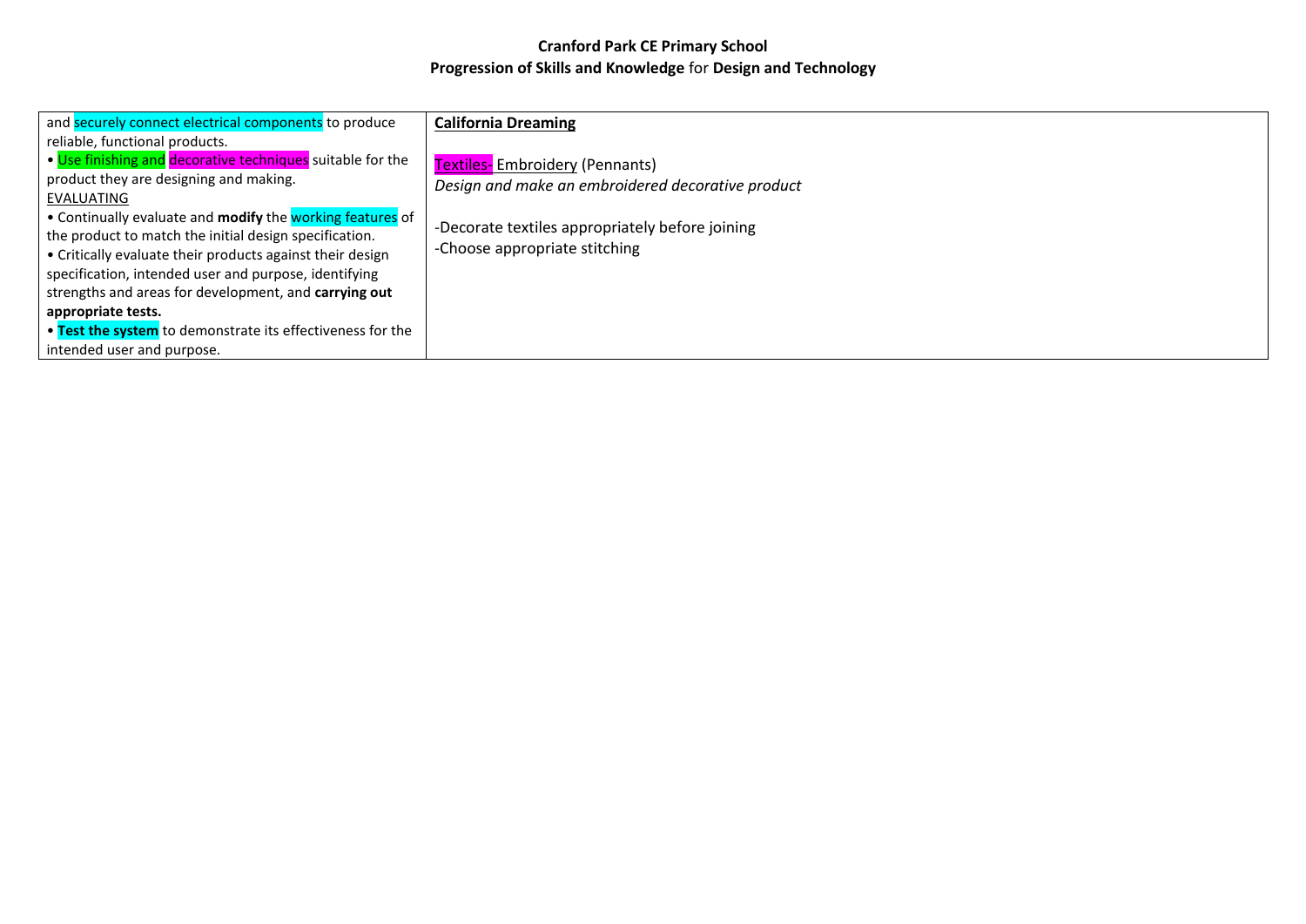**Cranford Park CE Primary School**
**Progression of Skills and Knowledge** for **Design and Technology**

| | |
|---|---|
| and securely connect electrical components to produce reliable, functional products.<br>• Use finishing and decorative techniques suitable for the product they are designing and making.<br>EVALUATING<br>• Continually evaluate and **modify** the working features of the product to match the initial design specification.<br>• Critically evaluate their products against their design specification, intended user and purpose, identifying strengths and areas for development, and **carrying out appropriate tests.**<br>• **Test the system** to demonstrate its effectiveness for the intended user and purpose. | **California Dreaming**<br><br>Textiles- Embroidery (Pennants)<br>*Design and make an embroidered decorative product*<br><br>-Decorate textiles appropriately before joining<br>-Choose appropriate stitching |